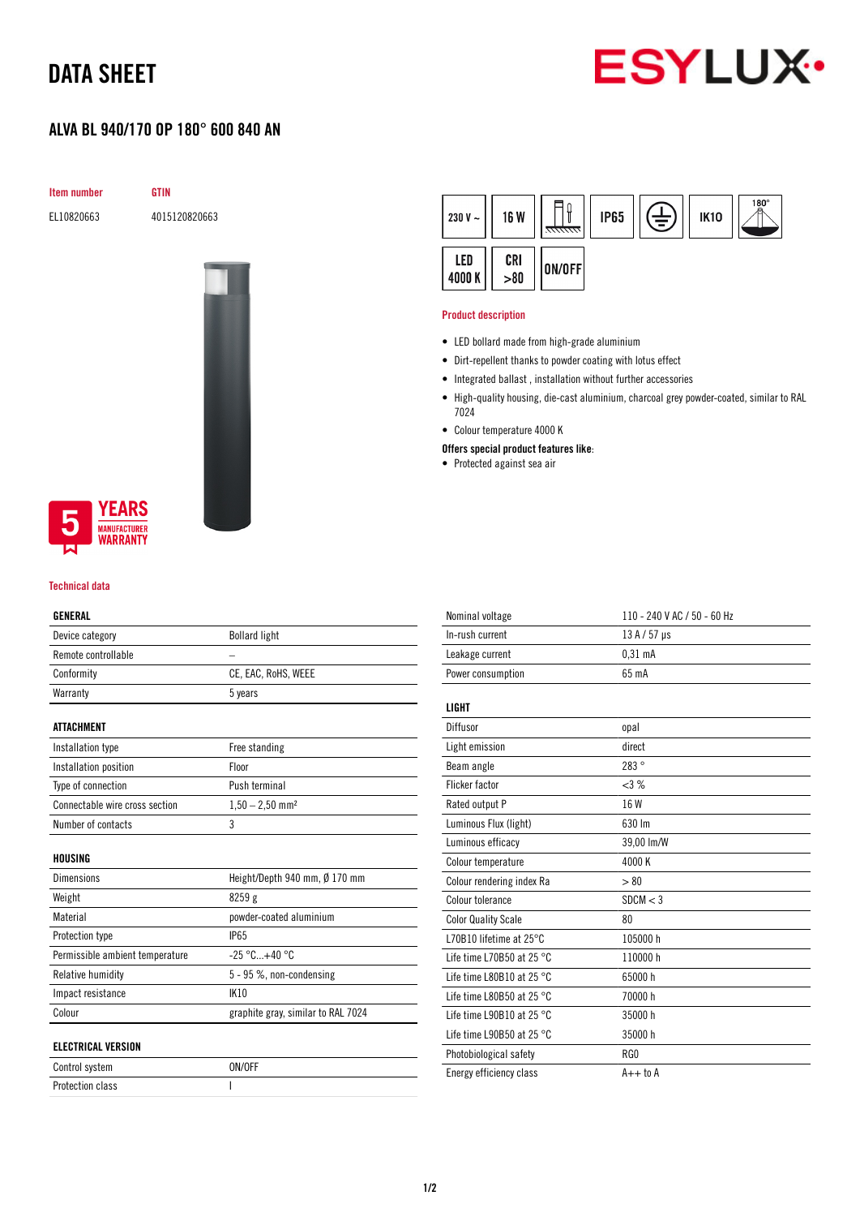# DATA SHEET

## ALVA BL 940/170 OP 180° 600 840 AN

| Item number | GTIN |
|---|---|
| EL10820663 | 4015120820663 |

230 V ~ | 16 W | IP65 | IK10 | 180° | LED 4000 K | CRI >80 | ON/OFF

5 YEARS MANUFACTURER WARRANTY

### Product description

- LED bollard made from high-grade aluminium
- Dirt-repellent thanks to powder coating with lotus effect
- Integrated ballast , installation without further accessories
- High-quality housing, die-cast aluminium, charcoal grey powder-coated, similar to RAL 7024
- Colour temperature 4000 K

**Offers special product features like:**

- Protected against sea air

### Technical data

| GENERAL | |
|---|---|
| Device category | Bollard light |
| Remote controllable | – |
| Conformity | CE, EAC, RoHS, WEEE |
| Warranty | 5 years |

| ATTACHMENT | |
|---|---|
| Installation type | Free standing |
| Installation position | Floor |
| Type of connection | Push terminal |
| Connectable wire cross section | 1,50 – 2,50 mm² |
| Number of contacts | 3 |

| HOUSING | |
|---|---|
| Dimensions | Height/Depth 940 mm, Ø 170 mm |
| Weight | 8259 g |
| Material | powder-coated aluminium |
| Protection type | IP65 |
| Permissible ambient temperature | -25 °C...+40 °C |
| Relative humidity | 5 - 95 %, non-condensing |
| Impact resistance | IK10 |
| Colour | graphite gray, similar to RAL 7024 |

| ELECTRICAL VERSION | |
|---|---|
| Control system | ON/OFF |
| Protection class | I |
| Nominal voltage | 110 - 240 V AC / 50 - 60 Hz |
| In-rush current | 13 A / 57 µs |
| Leakage current | 0,31 mA |
| Power consumption | 65 mA |

| LIGHT | |
|---|---|
| Diffusor | opal |
| Light emission | direct |
| Beam angle | 283 ° |
| Flicker factor | <3 % |
| Rated output P | 16 W |
| Luminous Flux (light) | 630 lm |
| Luminous efficacy | 39,00 lm/W |
| Colour temperature | 4000 K |
| Colour rendering index Ra | > 80 |
| Colour tolerance | SDCM < 3 |
| Color Quality Scale | 80 |
| L70B10 lifetime at 25°C | 105000 h |
| Life time L70B50 at 25 °C | 110000 h |
| Life time L80B10 at 25 °C | 65000 h |
| Life time L80B50 at 25 °C | 70000 h |
| Life time L90B10 at 25 °C | 35000 h |
| Life time L90B50 at 25 °C | 35000 h |
| Photobiological safety | RG0 |
| Energy efficiency class | A++ to A |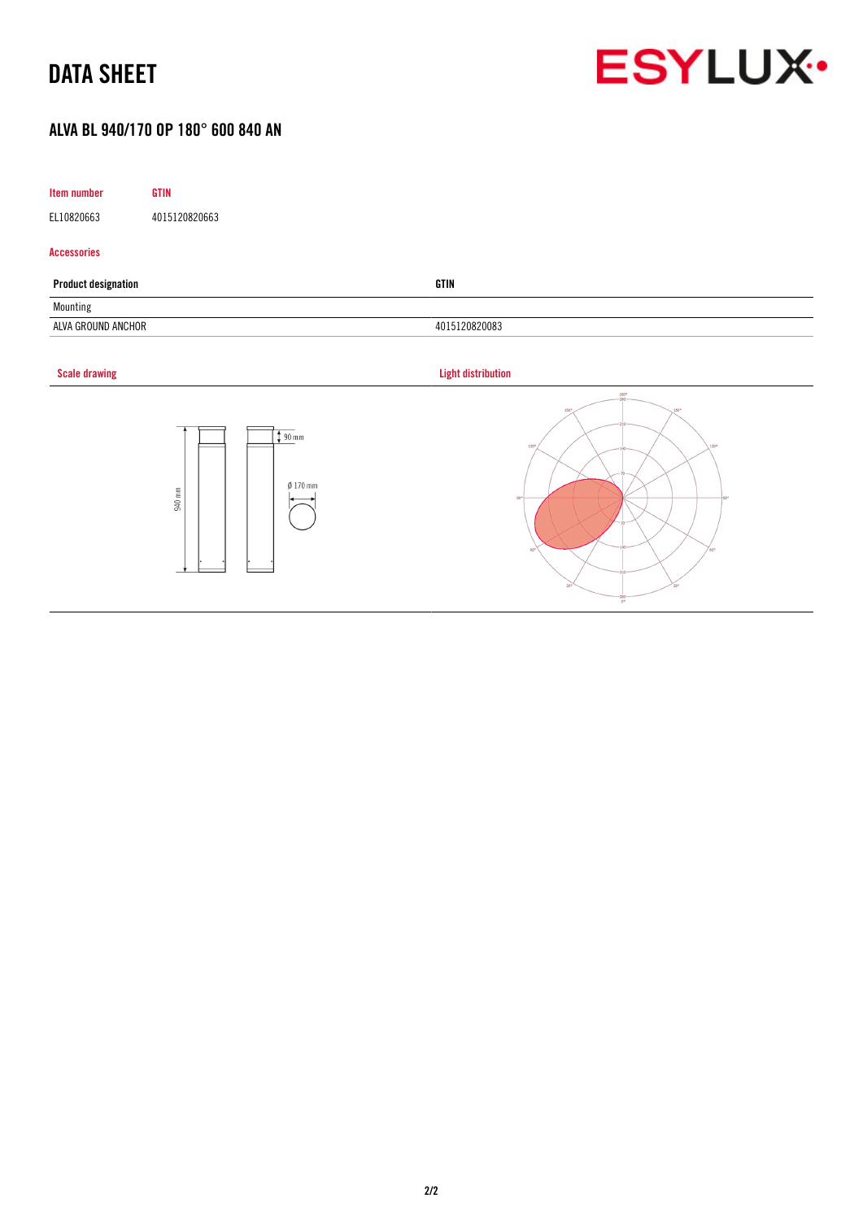# DATA SHEET

ESYLUX

## ALVA BL 940/170 OP 180° 600 840 AN

| Item number | GTIN |
|---|---|
| EL10820663 | 4015120820663 |

### Accessories

| Product designation | GTIN |
|---|---|
| Mounting | |
| ALVA GROUND ANCHOR | 4015120820083 |

### Scale drawing

940 mm
90 mm
Ø 170 mm

### Light distribution